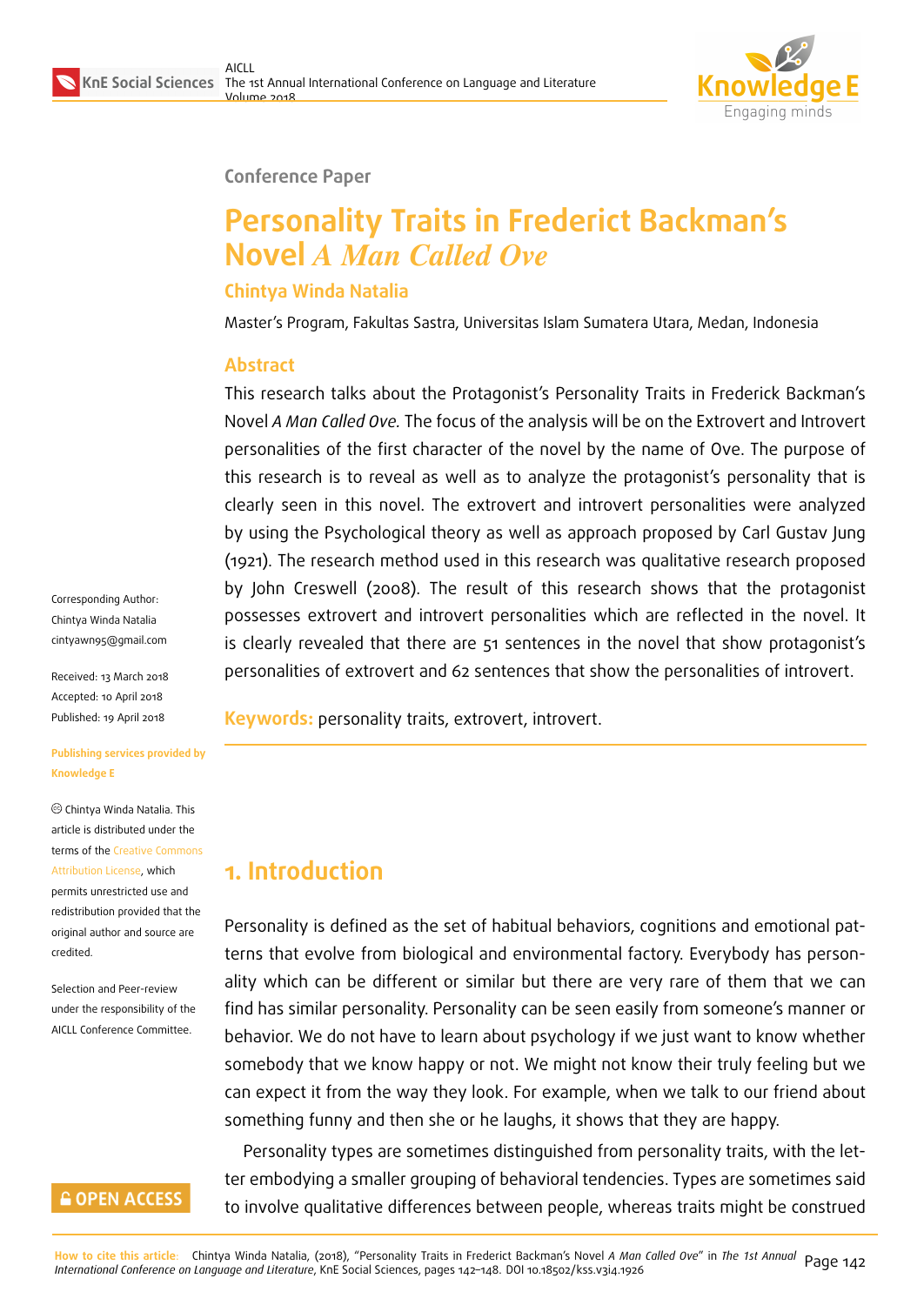Conference Paper

# Personality Traits in Frederict Backman's Novel *A Man Called Ove*

**Chintya Winda Natalia**

Master's Program, Fakultas Sastra, Universitas Islam Sumatera Utara, Medan, Indonesia

## Abstract

This research talks about the Protagonist's Personality Traits in Frederick Backman's Novel *A Man Called Ove*. The focus of the analysis will be on the Extrovert and Introvert personalities of the first character of the novel by the name of Ove. The purpose of this research is to reveal as well as to analyze the protagonist's personality that is clearly seen in this novel. The extrovert and introvert personalities were analyzed by using the Psychological theory as well as approach proposed by Carl Gustav Jung (1921). The research method used in this research was qualitative research proposed by John Creswell (2008). The result of this research shows that the protagonist possesses extrovert and introvert personalities which are reflected in the novel. It is clearly revealed that there are 51 sentences in the novel that show protagonist's personalities of extrovert and 62 sentences that show the personalities of introvert.

**Keywords:** personality traits, extrovert, introvert.

Corresponding Author:
Chintya Winda Natalia
cintyawn95@gmail.com

Received: 13 March 2018
Accepted: 10 April 2018
Published: 19 April 2018

**Publishing services provided by Knowledge E**

© Chintya Winda Natalia. This article is distributed under the terms of the Creative Commons Attribution License, which permits unrestricted use and redistribution provided that the original author and source are credited.

Selection and Peer-review under the responsibility of the AICLL Conference Committee.

## 1. Introduction

Personality is defined as the set of habitual behaviors, cognitions and emotional patterns that evolve from biological and environmental factory. Everybody has personality which can be different or similar but there are very rare of them that we can find has similar personality. Personality can be seen easily from someone's manner or behavior. We do not have to learn about psychology if we just want to know whether somebody that we know happy or not. We might not know their truly feeling but we can expect it from the way they look. For example, when we talk to our friend about something funny and then she or he laughs, it shows that they are happy.

Personality types are sometimes distinguished from personality traits, with the letter embodying a smaller grouping of behavioral tendencies. Types are sometimes said to involve qualitative differences between people, whereas traits might be construed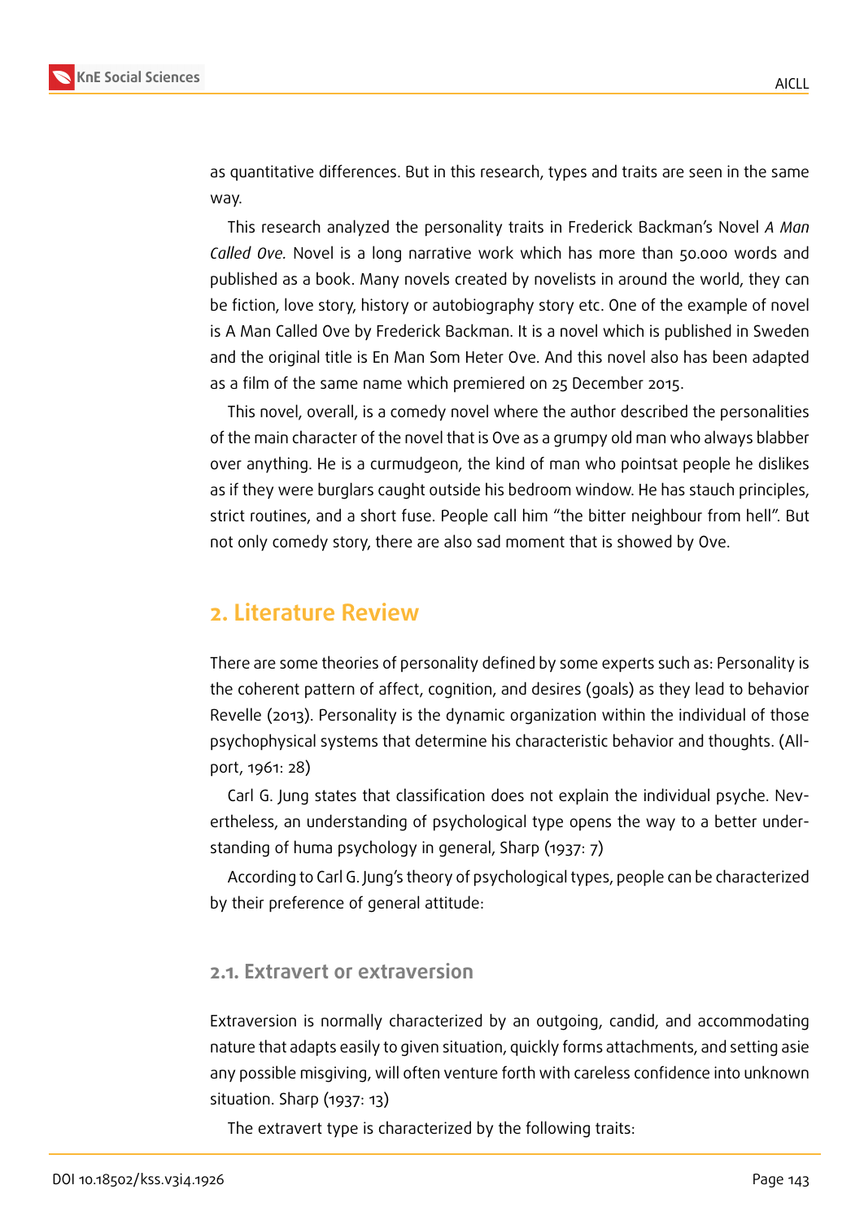as quantitative differences. But in this research, types and traits are seen in the same way.

This research analyzed the personality traits in Frederick Backman's Novel *A Man Called Ove*. Novel is a long narrative work which has more than 50.000 words and published as a book. Many novels created by novelists in around the world, they can be fiction, love story, history or autobiography story etc. One of the example of novel is A Man Called Ove by Frederick Backman. It is a novel which is published in Sweden and the original title is En Man Som Heter Ove. And this novel also has been adapted as a film of the same name which premiered on 25 December 2015.

This novel, overall, is a comedy novel where the author described the personalities of the main character of the novel that is Ove as a grumpy old man who always blabber over anything. He is a curmudgeon, the kind of man who pointsat people he dislikes as if they were burglars caught outside his bedroom window. He has stauch principles, strict routines, and a short fuse. People call him "the bitter neighbour from hell". But not only comedy story, there are also sad moment that is showed by Ove.

## 2. Literature Review

There are some theories of personality defined by some experts such as: Personality is the coherent pattern of affect, cognition, and desires (goals) as they lead to behavior Revelle (2013). Personality is the dynamic organization within the individual of those psychophysical systems that determine his characteristic behavior and thoughts. (Allport, 1961: 28)

Carl G. Jung states that classification does not explain the individual psyche. Nevertheless, an understanding of psychological type opens the way to a better understanding of huma psychology in general, Sharp (1937: 7)

According to Carl G. Jung's theory of psychological types, people can be characterized by their preference of general attitude:

### 2.1. Extravert or extraversion

Extraversion is normally characterized by an outgoing, candid, and accommodating nature that adapts easily to given situation, quickly forms attachments, and setting asie any possible misgiving, will often venture forth with careless confidence into unknown situation. Sharp (1937: 13)

The extravert type is characterized by the following traits: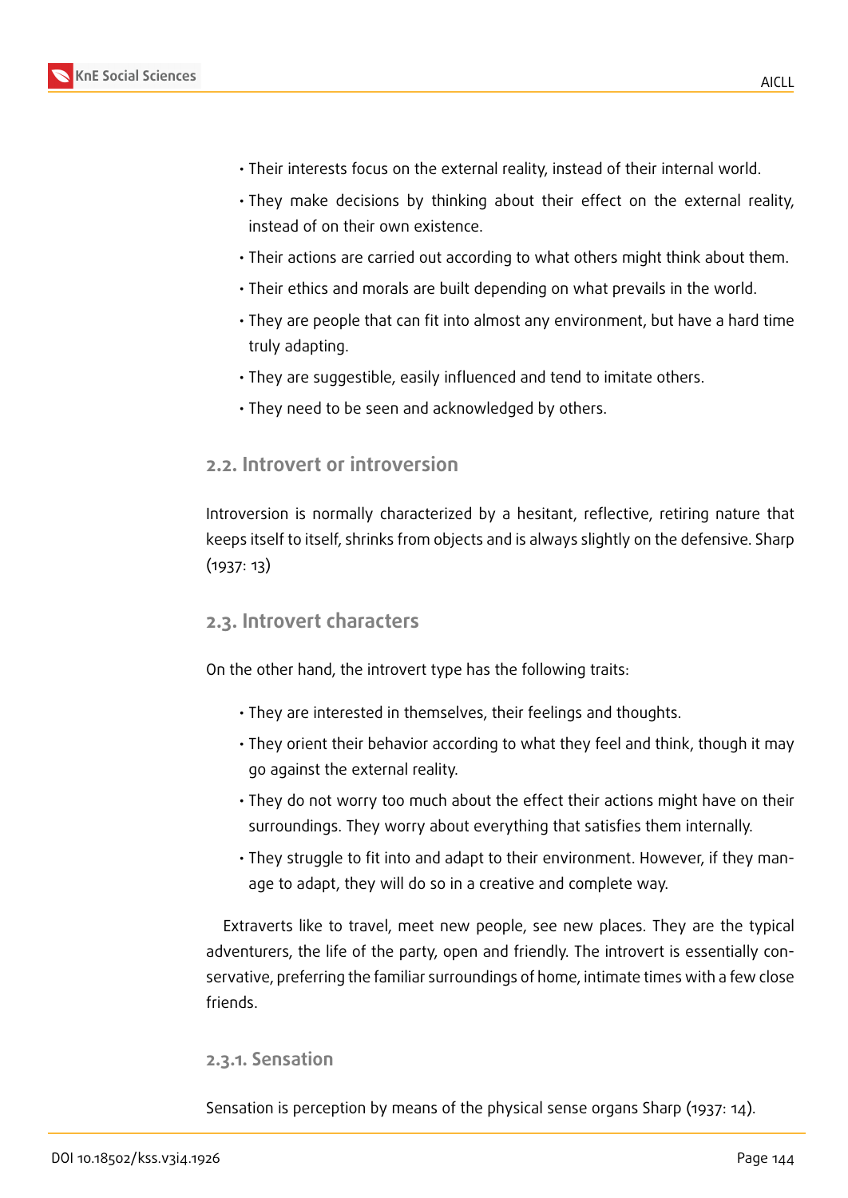- Their interests focus on the external reality, instead of their internal world.
- They make decisions by thinking about their effect on the external reality, instead of on their own existence.
- Their actions are carried out according to what others might think about them.
- Their ethics and morals are built depending on what prevails in the world.
- They are people that can fit into almost any environment, but have a hard time truly adapting.
- They are suggestible, easily influenced and tend to imitate others.
- They need to be seen and acknowledged by others.

### 2.2. Introvert or introversion

Introversion is normally characterized by a hesitant, reflective, retiring nature that keeps itself to itself, shrinks from objects and is always slightly on the defensive. Sharp (1937: 13)

### 2.3. Introvert characters

On the other hand, the introvert type has the following traits:

- They are interested in themselves, their feelings and thoughts.
- They orient their behavior according to what they feel and think, though it may go against the external reality.
- They do not worry too much about the effect their actions might have on their surroundings. They worry about everything that satisfies them internally.
- They struggle to fit into and adapt to their environment. However, if they manage to adapt, they will do so in a creative and complete way.

Extraverts like to travel, meet new people, see new places. They are the typical adventurers, the life of the party, open and friendly. The introvert is essentially conservative, preferring the familiar surroundings of home, intimate times with a few close friends.

#### 2.3.1. Sensation

Sensation is perception by means of the physical sense organs Sharp (1937: 14).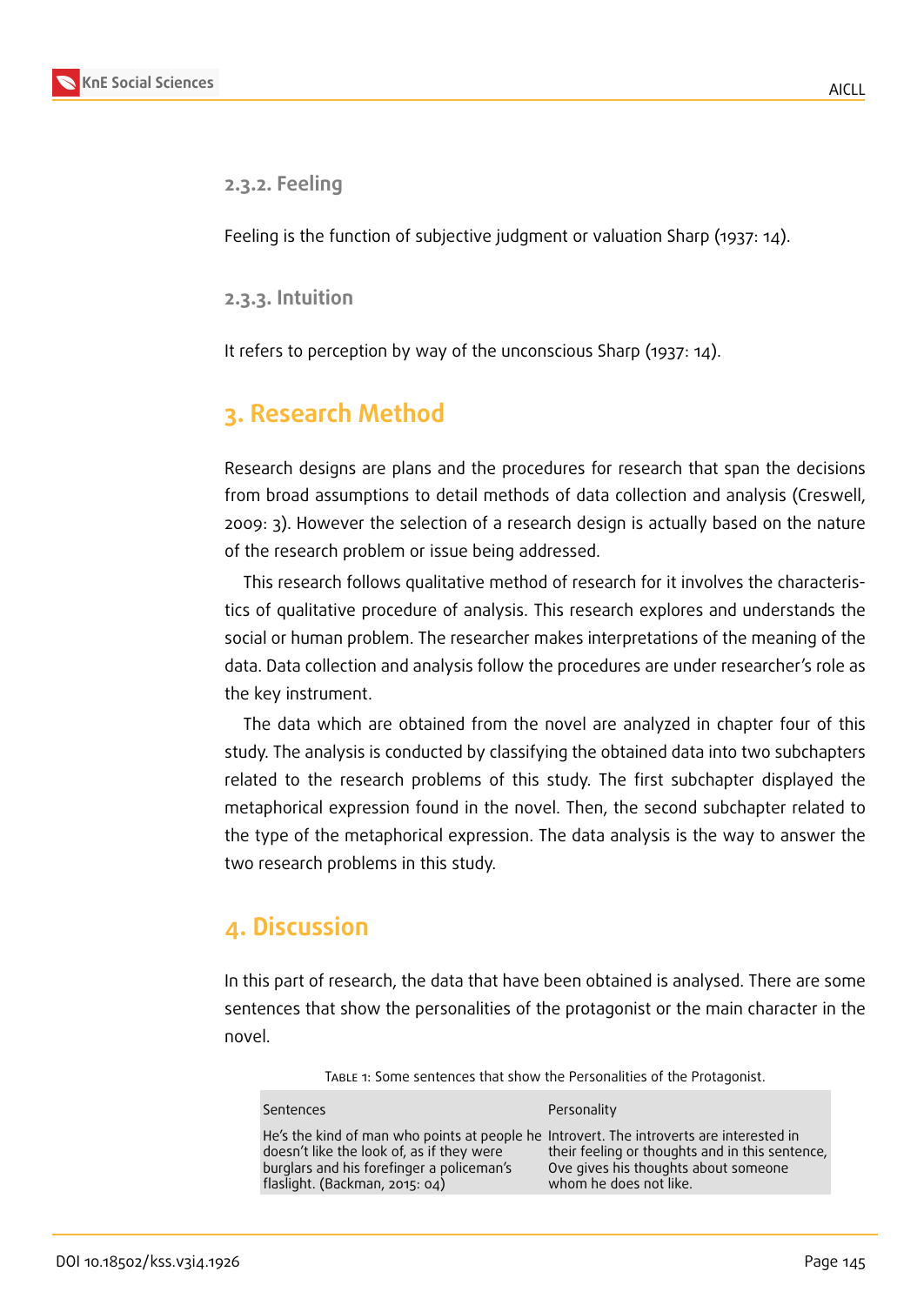#### 2.3.2. Feeling

Feeling is the function of subjective judgment or valuation Sharp (1937: 14).

#### 2.3.3. Intuition

It refers to perception by way of the unconscious Sharp (1937: 14).

## 3. Research Method

Research designs are plans and the procedures for research that span the decisions from broad assumptions to detail methods of data collection and analysis (Creswell, 2009: 3). However the selection of a research design is actually based on the nature of the research problem or issue being addressed.

This research follows qualitative method of research for it involves the characteristics of qualitative procedure of analysis. This research explores and understands the social or human problem. The researcher makes interpretations of the meaning of the data. Data collection and analysis follow the procedures are under researcher's role as the key instrument.

The data which are obtained from the novel are analyzed in chapter four of this study. The analysis is conducted by classifying the obtained data into two subchapters related to the research problems of this study. The first subchapter displayed the metaphorical expression found in the novel. Then, the second subchapter related to the type of the metaphorical expression. The data analysis is the way to answer the two research problems in this study.

## 4. Discussion

In this part of research, the data that have been obtained is analysed. There are some sentences that show the personalities of the protagonist or the main character in the novel.

Table 1: Some sentences that show the Personalities of the Protagonist.

| Sentences | Personality |
|---|---|
| He's the kind of man who points at people he doesn't like the look of, as if they were burglars and his forefinger a policeman's flaslight. (Backman, 2015: 04) | Introvert. The introverts are interested in their feeling or thoughts and in this sentence, Ove gives his thoughts about someone whom he does not like. |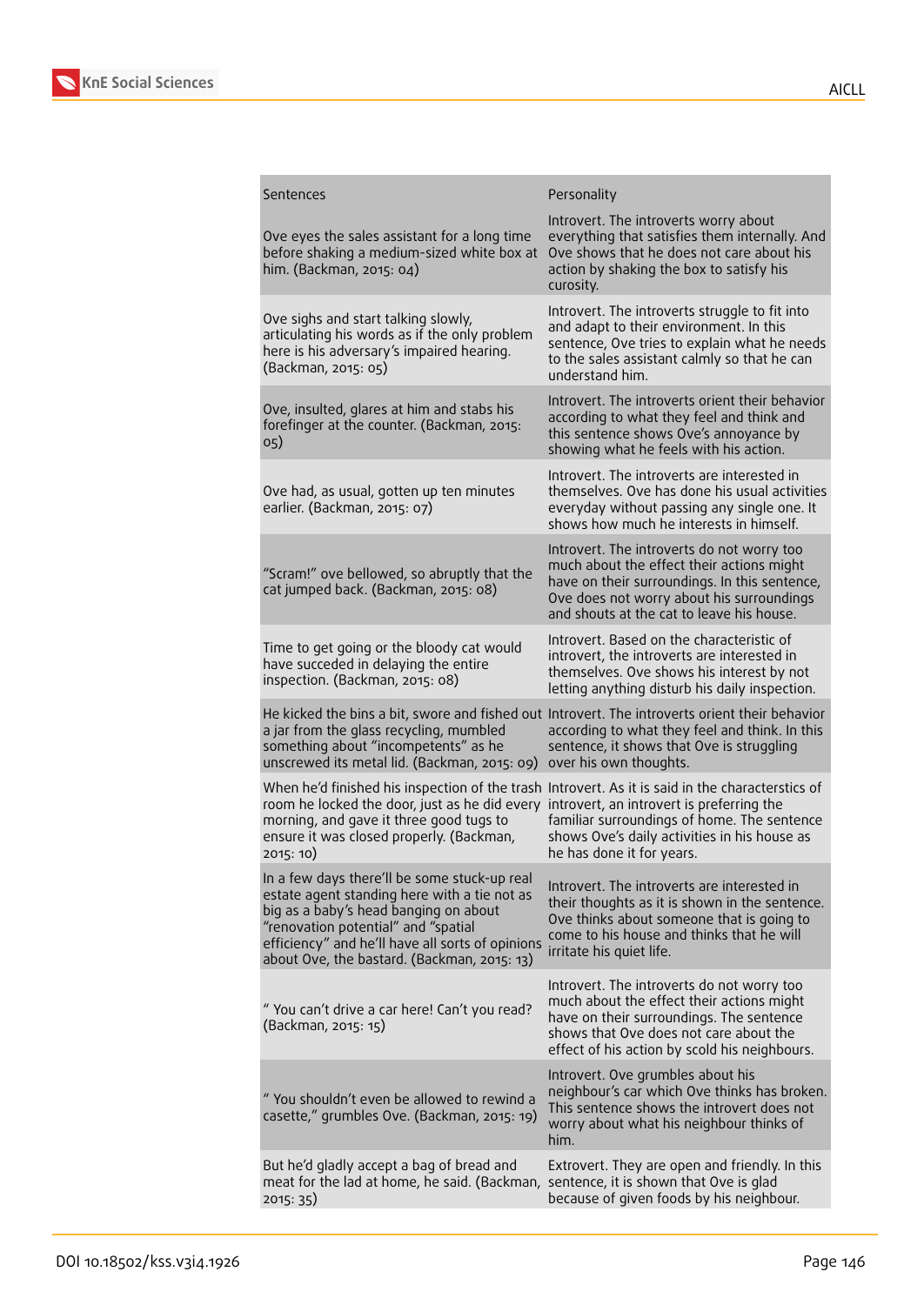| Sentences | Personality |
|---|---|
| Ove eyes the sales assistant for a long time before shaking a medium-sized white box at him. (Backman, 2015: 04) | Introvert. The introverts worry about everything that satisfies them internally. And Ove shows that he does not care about his action by shaking the box to satisfy his curosity. |
| Ove sighs and start talking slowly, articulating his words as if the only problem here is his adversary's impaired hearing. (Backman, 2015: 05) | Introvert. The introverts struggle to fit into and adapt to their environment. In this sentence, Ove tries to explain what he needs to the sales assistant calmly so that he can understand him. |
| Ove, insulted, glares at him and stabs his forefinger at the counter. (Backman, 2015: 05) | Introvert. The introverts orient their behavior according to what they feel and think and this sentence shows Ove's annoyance by showing what he feels with his action. |
| Ove had, as usual, gotten up ten minutes earlier. (Backman, 2015: 07) | Introvert. The introverts are interested in themselves. Ove has done his usual activities everyday without passing any single one. It shows how much he interests in himself. |
| "Scram!" ove bellowed, so abruptly that the cat jumped back. (Backman, 2015: 08) | Introvert. The introverts do not worry too much about the effect their actions might have on their surroundings. In this sentence, Ove does not worry about his surroundings and shouts at the cat to leave his house. |
| Time to get going or the bloody cat would have succeded in delaying the entire inspection. (Backman, 2015: 08) | Introvert. Based on the characteristic of introvert, the introverts are interested in themselves. Ove shows his interest by not letting anything disturb his daily inspection. |
| He kicked the bins a bit, swore and fished out a jar from the glass recycling, mumbled something about "incompetents" as he unscrewed its metal lid. (Backman, 2015: 09) | Introvert. The introverts orient their behavior according to what they feel and think. In this sentence, it shows that Ove is struggling over his own thoughts. |
| When he'd finished his inspection of the trash room he locked the door, just as he did every morning, and gave it three good tugs to ensure it was closed properly. (Backman, 2015: 10) | Introvert. As it is said in the characterstics of introvert, an introvert is preferring the familiar surroundings of home. The sentence shows Ove's daily activities in his house as he has done it for years. |
| In a few days there'll be some stuck-up real estate agent standing here with a tie not as big as a baby's head banging on about "renovation potential" and "spatial efficiency" and he'll have all sorts of opinions about Ove, the bastard. (Backman, 2015: 13) | Introvert. The introverts are interested in their thoughts as it is shown in the sentence. Ove thinks about someone that is going to come to his house and thinks that he will irritate his quiet life. |
| " You can't drive a car here! Can't you read? (Backman, 2015: 15) | Introvert. The introverts do not worry too much about the effect their actions might have on their surroundings. The sentence shows that Ove does not care about the effect of his action by scold his neighbours. |
| " You shouldn't even be allowed to rewind a casette," grumbles Ove. (Backman, 2015: 19) | Introvert. Ove grumbles about his neighbour's car which Ove thinks has broken. This sentence shows the introvert does not worry about what his neighbour thinks of him. |
| But he'd gladly accept a bag of bread and meat for the lad at home, he said. (Backman, 2015: 35) | Extrovert. They are open and friendly. In this sentence, it is shown that Ove is glad because of given foods by his neighbour. |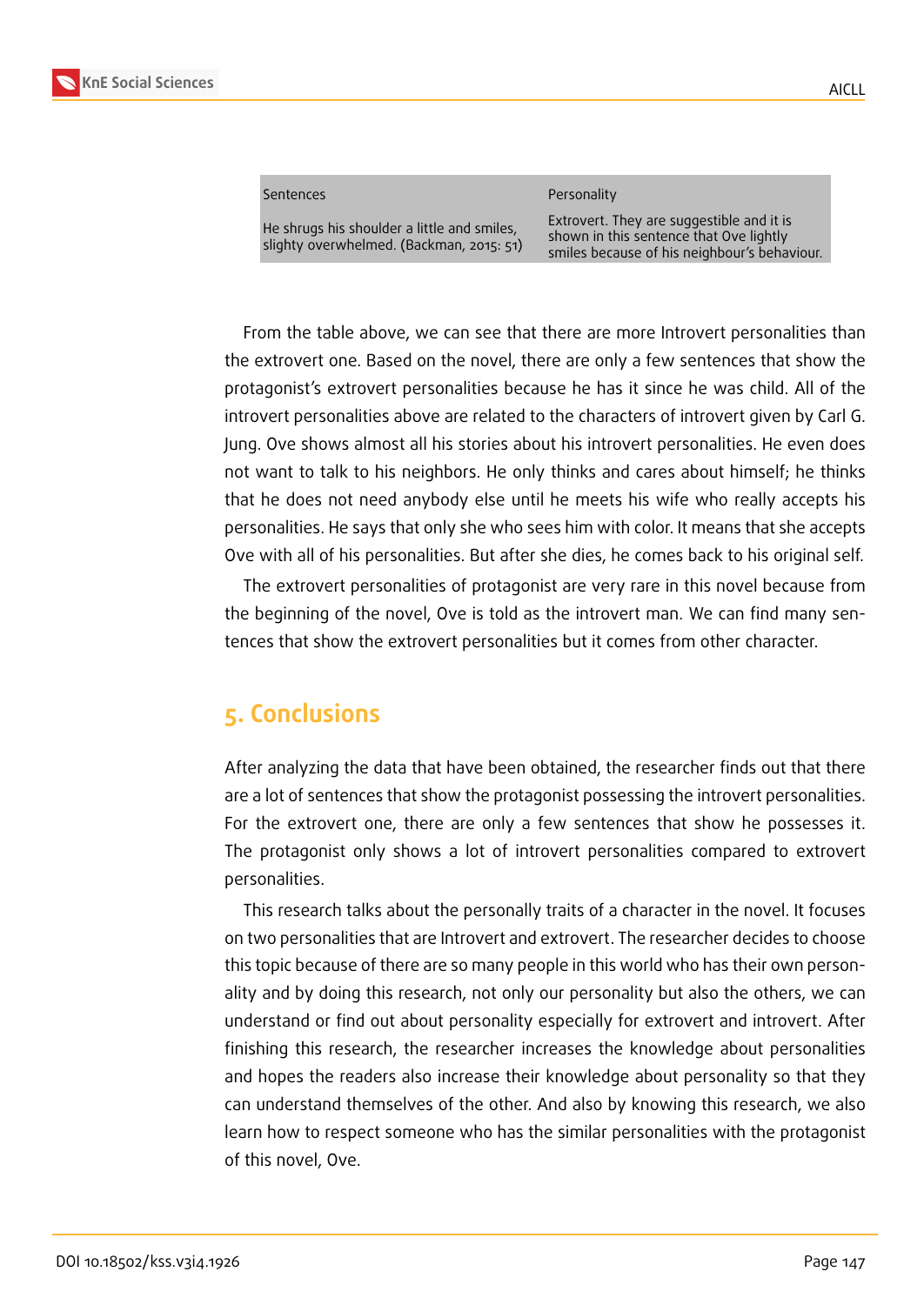| Sentences | Personality |
|---|---|
| He shrugs his shoulder a little and smiles, slighty overwhelmed. (Backman, 2015: 51) | Extrovert. They are suggestible and it is shown in this sentence that Ove lightly smiles because of his neighbour's behaviour. |

From the table above, we can see that there are more Introvert personalities than the extrovert one. Based on the novel, there are only a few sentences that show the protagonist's extrovert personalities because he has it since he was child. All of the introvert personalities above are related to the characters of introvert given by Carl G. Jung. Ove shows almost all his stories about his introvert personalities. He even does not want to talk to his neighbors. He only thinks and cares about himself; he thinks that he does not need anybody else until he meets his wife who really accepts his personalities. He says that only she who sees him with color. It means that she accepts Ove with all of his personalities. But after she dies, he comes back to his original self.

The extrovert personalities of protagonist are very rare in this novel because from the beginning of the novel, Ove is told as the introvert man. We can find many sentences that show the extrovert personalities but it comes from other character.

## 5. Conclusions

After analyzing the data that have been obtained, the researcher finds out that there are a lot of sentences that show the protagonist possessing the introvert personalities. For the extrovert one, there are only a few sentences that show he possesses it. The protagonist only shows a lot of introvert personalities compared to extrovert personalities.

This research talks about the personally traits of a character in the novel. It focuses on two personalities that are Introvert and extrovert. The researcher decides to choose this topic because of there are so many people in this world who has their own personality and by doing this research, not only our personality but also the others, we can understand or find out about personality especially for extrovert and introvert. After finishing this research, the researcher increases the knowledge about personalities and hopes the readers also increase their knowledge about personality so that they can understand themselves of the other. And also by knowing this research, we also learn how to respect someone who has the similar personalities with the protagonist of this novel, Ove.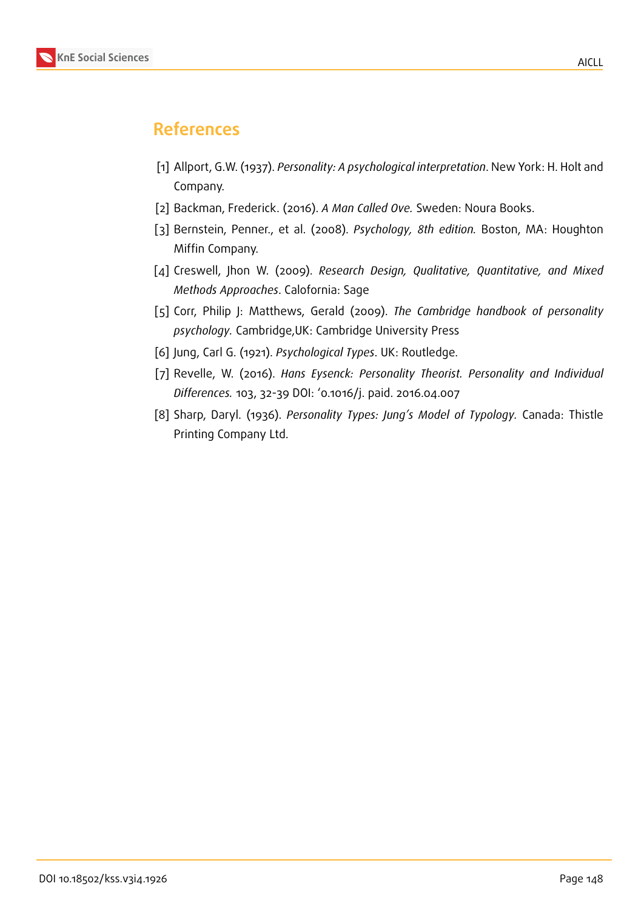## References

[1] Allport, G.W. (1937). *Personality: A psychological interpretation*. New York: H. Holt and Company.

[2] Backman, Frederick. (2016). *A Man Called Ove.* Sweden: Noura Books.

[3] Bernstein, Penner., et al. (2008). *Psychology, 8th edition.* Boston, MA: Houghton Miffin Company.

[4] Creswell, Jhon W. (2009). *Research Design, Qualitative, Quantitative, and Mixed Methods Approaches*. Calofornia: Sage

[5] Corr, Philip J: Matthews, Gerald (2009). *The Cambridge handbook of personality psychology.* Cambridge,UK: Cambridge University Press

[6] Jung, Carl G. (1921). *Psychological Types*. UK: Routledge.

[7] Revelle, W. (2016). *Hans Eysenck: Personality Theorist. Personality and Individual Differences.* 103, 32-39 DOI: '0.1016/j. paid. 2016.04.007

[8] Sharp, Daryl. (1936). *Personality Types: Jung's Model of Typology*. Canada: Thistle Printing Company Ltd.